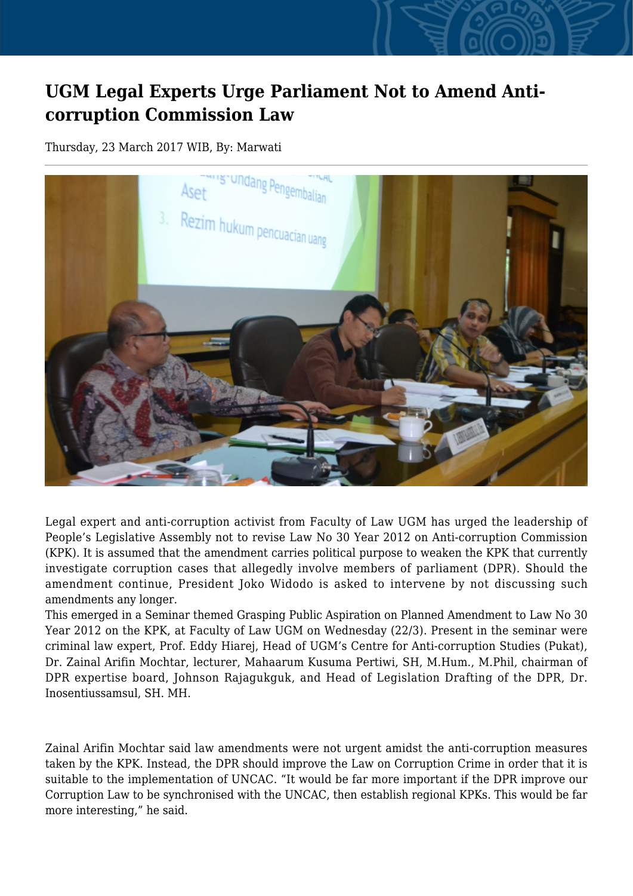# UGM Legal Experts Urge Parliament Not to Amend Anti-corruption Commission Law

Thursday, 23 March 2017 WIB, By: Marwati

Legal expert and anti-corruption activist from Faculty of Law UGM has urged the leadership of People's Legislative Assembly not to revise Law No 30 Year 2012 on Anti-corruption Commission (KPK). It is assumed that the amendment carries political purpose to weaken the KPK that currently investigate corruption cases that allegedly involve members of parliament (DPR). Should the amendment continue, President Joko Widodo is asked to intervene by not discussing such amendments any longer.

This emerged in a Seminar themed Grasping Public Aspiration on Planned Amendment to Law No 30 Year 2012 on the KPK, at Faculty of Law UGM on Wednesday (22/3). Present in the seminar were criminal law expert, Prof. Eddy Hiarej, Head of UGM's Centre for Anti-corruption Studies (Pukat), Dr. Zainal Arifin Mochtar, lecturer, Mahaarum Kusuma Pertiwi, SH, M.Hum., M.Phil, chairman of DPR expertise board, Johnson Rajagukguk, and Head of Legislation Drafting of the DPR, Dr. Inosentiussamsul, SH. MH.

Zainal Arifin Mochtar said law amendments were not urgent amidst the anti-corruption measures taken by the KPK. Instead, the DPR should improve the Law on Corruption Crime in order that it is suitable to the implementation of UNCAC. "It would be far more important if the DPR improve our Corruption Law to be synchronised with the UNCAC, then establish regional KPKs. This would be far more interesting," he said.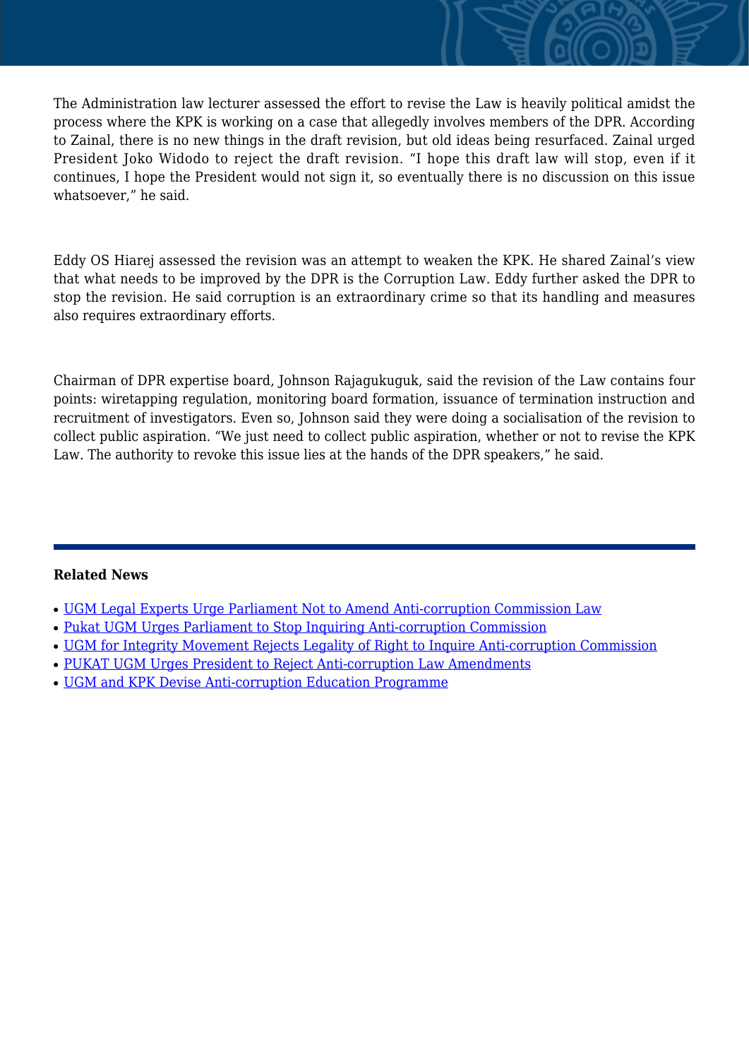The Administration law lecturer assessed the effort to revise the Law is heavily political amidst the process where the KPK is working on a case that allegedly involves members of the DPR. According to Zainal, there is no new things in the draft revision, but old ideas being resurfaced. Zainal urged President Joko Widodo to reject the draft revision. "I hope this draft law will stop, even if it continues, I hope the President would not sign it, so eventually there is no discussion on this issue whatsoever," he said.

Eddy OS Hiarej assessed the revision was an attempt to weaken the KPK. He shared Zainal's view that what needs to be improved by the DPR is the Corruption Law. Eddy further asked the DPR to stop the revision. He said corruption is an extraordinary crime so that its handling and measures also requires extraordinary efforts.

Chairman of DPR expertise board, Johnson Rajagukuguk, said the revision of the Law contains four points: wiretapping regulation, monitoring board formation, issuance of termination instruction and recruitment of investigators. Even so, Johnson said they were doing a socialisation of the revision to collect public aspiration. "We just need to collect public aspiration, whether or not to revise the KPK Law. The authority to revoke this issue lies at the hands of the DPR speakers," he said.

---

**Related News**

- UGM Legal Experts Urge Parliament Not to Amend Anti-corruption Commission Law
- Pukat UGM Urges Parliament to Stop Inquiring Anti-corruption Commission
- UGM for Integrity Movement Rejects Legality of Right to Inquire Anti-corruption Commission
- PUKAT UGM Urges President to Reject Anti-corruption Law Amendments
- UGM and KPK Devise Anti-corruption Education Programme